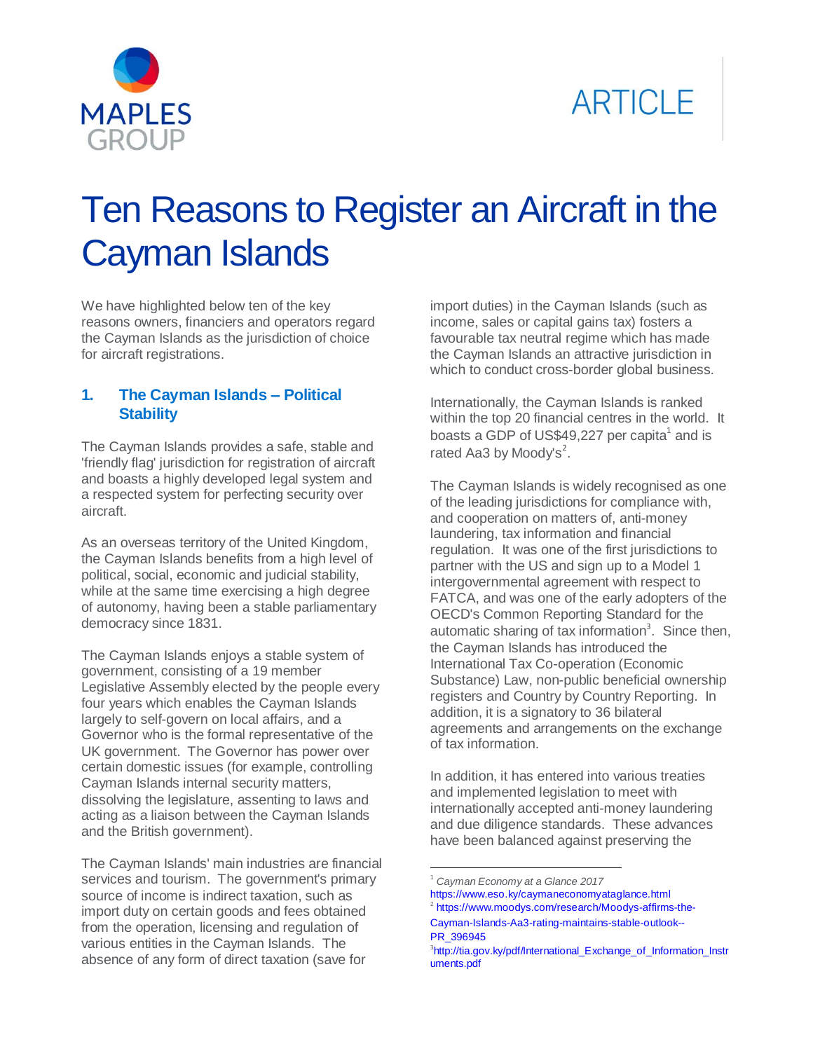MAPLES GROUP

ARTICLE

# Ten Reasons to Register an Aircraft in the Cayman Islands

We have highlighted below ten of the key reasons owners, financiers and operators regard the Cayman Islands as the jurisdiction of choice for aircraft registrations.

## 1. The Cayman Islands – Political Stability

The Cayman Islands provides a safe, stable and 'friendly flag' jurisdiction for registration of aircraft and boasts a highly developed legal system and a respected system for perfecting security over aircraft.

As an overseas territory of the United Kingdom, the Cayman Islands benefits from a high level of political, social, economic and judicial stability, while at the same time exercising a high degree of autonomy, having been a stable parliamentary democracy since 1831.

The Cayman Islands enjoys a stable system of government, consisting of a 19 member Legislative Assembly elected by the people every four years which enables the Cayman Islands largely to self-govern on local affairs, and a Governor who is the formal representative of the UK government. The Governor has power over certain domestic issues (for example, controlling Cayman Islands internal security matters, dissolving the legislature, assenting to laws and acting as a liaison between the Cayman Islands and the British government).

The Cayman Islands' main industries are financial services and tourism. The government's primary source of income is indirect taxation, such as import duty on certain goods and fees obtained from the operation, licensing and regulation of various entities in the Cayman Islands. The absence of any form of direct taxation (save for import duties) in the Cayman Islands (such as income, sales or capital gains tax) fosters a favourable tax neutral regime which has made the Cayman Islands an attractive jurisdiction in which to conduct cross-border global business.

Internationally, the Cayman Islands is ranked within the top 20 financial centres in the world. It boasts a GDP of US$49,227 per capita[1] and is rated Aa3 by Moody's[2].

The Cayman Islands is widely recognised as one of the leading jurisdictions for compliance with, and cooperation on matters of, anti-money laundering, tax information and financial regulation. It was one of the first jurisdictions to partner with the US and sign up to a Model 1 intergovernmental agreement with respect to FATCA, and was one of the early adopters of the OECD's Common Reporting Standard for the automatic sharing of tax information[3]. Since then, the Cayman Islands has introduced the International Tax Co-operation (Economic Substance) Law, non-public beneficial ownership registers and Country by Country Reporting. In addition, it is a signatory to 36 bilateral agreements and arrangements on the exchange of tax information.

In addition, it has entered into various treaties and implemented legislation to meet with internationally accepted anti-money laundering and due diligence standards. These advances have been balanced against preserving the

---

[1] *Cayman Economy at a Glance 2017* https://www.eso.ky/caymaneconomyataglance.html

[2] https://www.moodys.com/research/Moodys-affirms-the-Cayman-Islands-Aa3-rating-maintains-stable-outlook--PR_396945

[3] http://tia.gov.ky/pdf/International_Exchange_of_Information_Instruments.pdf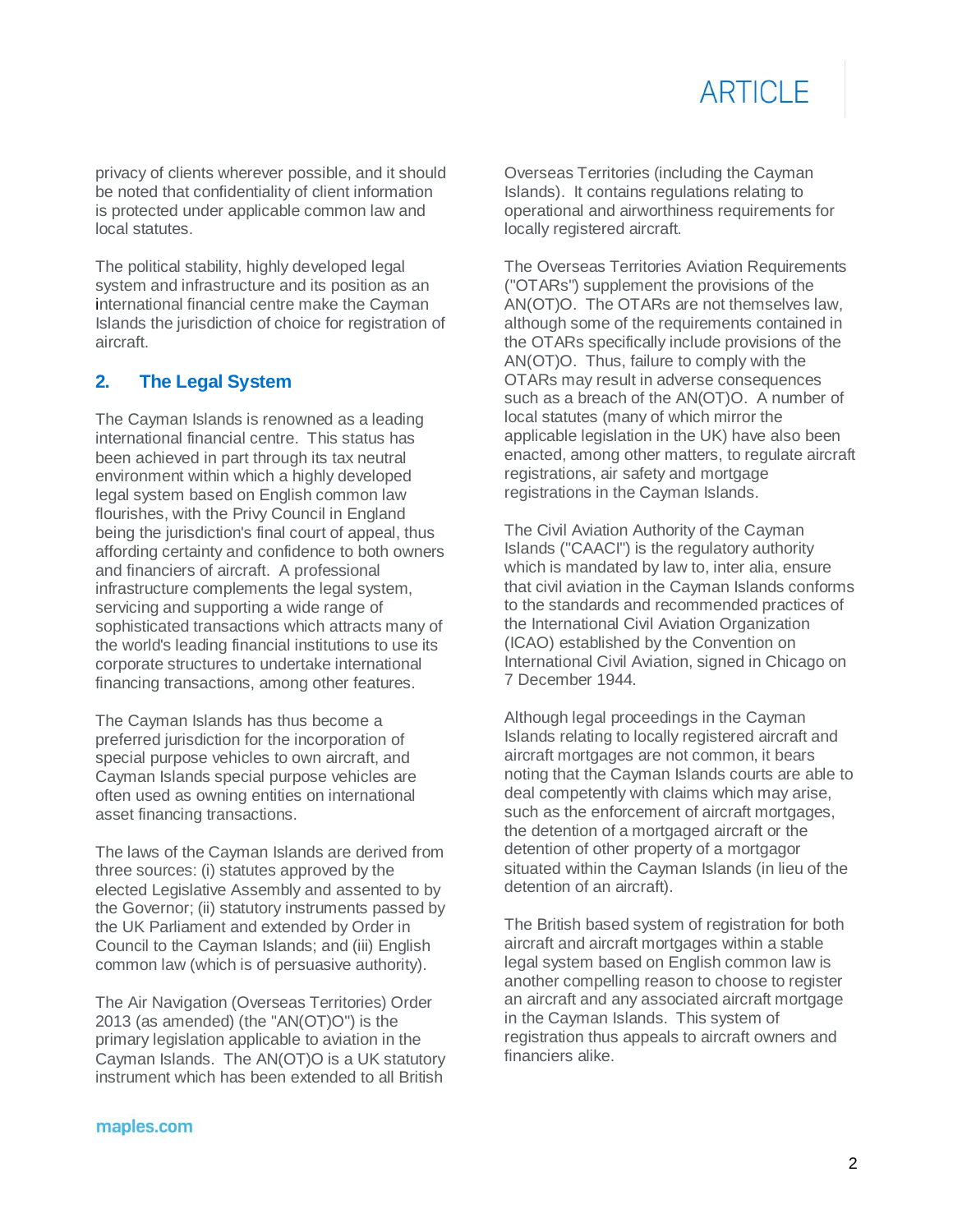privacy of clients wherever possible, and it should be noted that confidentiality of client information is protected under applicable common law and local statutes.

The political stability, highly developed legal system and infrastructure and its position as an international financial centre make the Cayman Islands the jurisdiction of choice for registration of aircraft.

## 2. The Legal System

The Cayman Islands is renowned as a leading international financial centre. This status has been achieved in part through its tax neutral environment within which a highly developed legal system based on English common law flourishes, with the Privy Council in England being the jurisdiction's final court of appeal, thus affording certainty and confidence to both owners and financiers of aircraft. A professional infrastructure complements the legal system, servicing and supporting a wide range of sophisticated transactions which attracts many of the world's leading financial institutions to use its corporate structures to undertake international financing transactions, among other features.

The Cayman Islands has thus become a preferred jurisdiction for the incorporation of special purpose vehicles to own aircraft, and Cayman Islands special purpose vehicles are often used as owning entities on international asset financing transactions.

The laws of the Cayman Islands are derived from three sources: (i) statutes approved by the elected Legislative Assembly and assented to by the Governor; (ii) statutory instruments passed by the UK Parliament and extended by Order in Council to the Cayman Islands; and (iii) English common law (which is of persuasive authority).

The Air Navigation (Overseas Territories) Order 2013 (as amended) (the "AN(OT)O") is the primary legislation applicable to aviation in the Cayman Islands. The AN(OT)O is a UK statutory instrument which has been extended to all British Overseas Territories (including the Cayman Islands). It contains regulations relating to operational and airworthiness requirements for locally registered aircraft.

The Overseas Territories Aviation Requirements ("OTARs") supplement the provisions of the AN(OT)O. The OTARs are not themselves law, although some of the requirements contained in the OTARs specifically include provisions of the AN(OT)O. Thus, failure to comply with the OTARs may result in adverse consequences such as a breach of the AN(OT)O. A number of local statutes (many of which mirror the applicable legislation in the UK) have also been enacted, among other matters, to regulate aircraft registrations, air safety and mortgage registrations in the Cayman Islands.

The Civil Aviation Authority of the Cayman Islands ("CAACI") is the regulatory authority which is mandated by law to, inter alia, ensure that civil aviation in the Cayman Islands conforms to the standards and recommended practices of the International Civil Aviation Organization (ICAO) established by the Convention on International Civil Aviation, signed in Chicago on 7 December 1944.

Although legal proceedings in the Cayman Islands relating to locally registered aircraft and aircraft mortgages are not common, it bears noting that the Cayman Islands courts are able to deal competently with claims which may arise, such as the enforcement of aircraft mortgages, the detention of a mortgaged aircraft or the detention of other property of a mortgagor situated within the Cayman Islands (in lieu of the detention of an aircraft).

The British based system of registration for both aircraft and aircraft mortgages within a stable legal system based on English common law is another compelling reason to choose to register an aircraft and any associated aircraft mortgage in the Cayman Islands. This system of registration thus appeals to aircraft owners and financiers alike.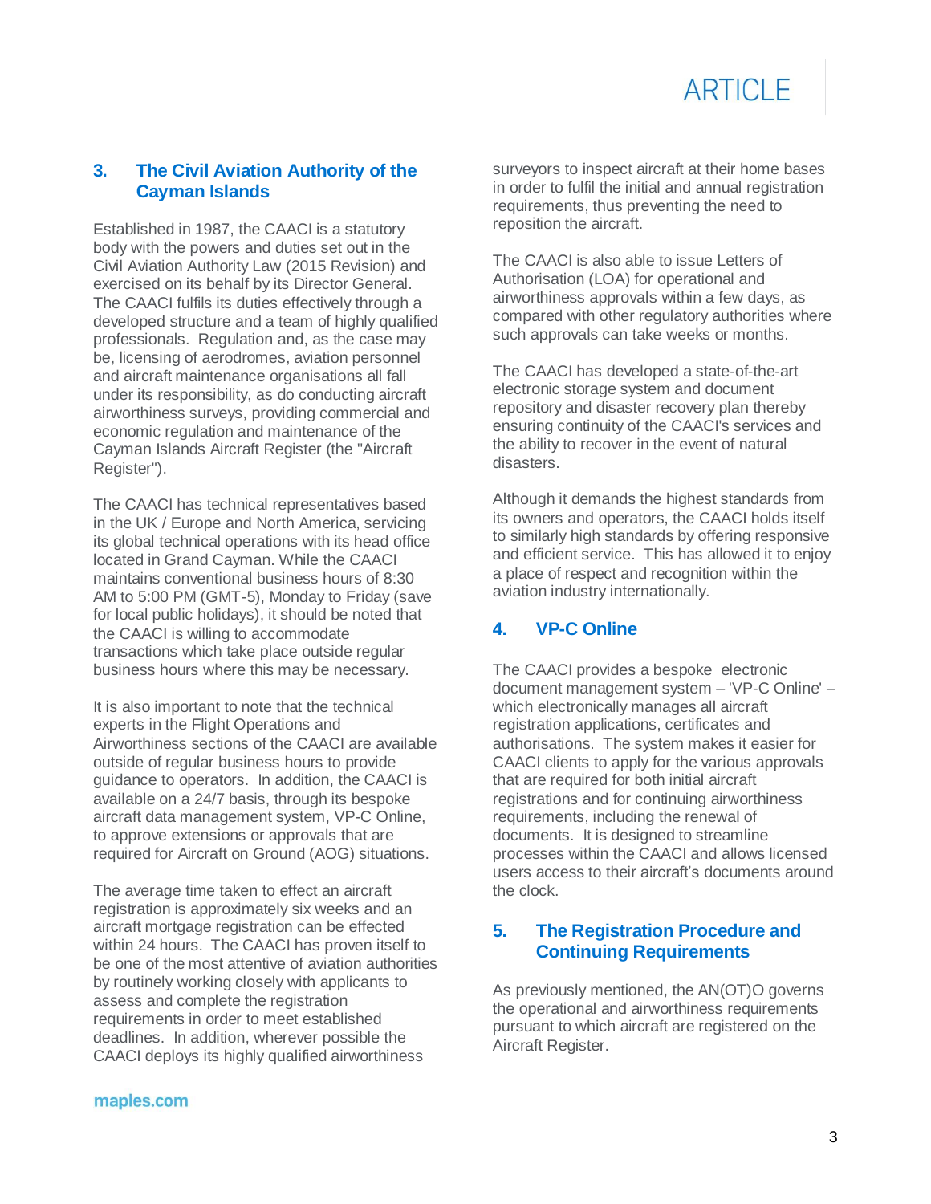## 3. The Civil Aviation Authority of the Cayman Islands

Established in 1987, the CAACI is a statutory body with the powers and duties set out in the Civil Aviation Authority Law (2015 Revision) and exercised on its behalf by its Director General. The CAACI fulfils its duties effectively through a developed structure and a team of highly qualified professionals. Regulation and, as the case may be, licensing of aerodromes, aviation personnel and aircraft maintenance organisations all fall under its responsibility, as do conducting aircraft airworthiness surveys, providing commercial and economic regulation and maintenance of the Cayman Islands Aircraft Register (the "Aircraft Register").

The CAACI has technical representatives based in the UK / Europe and North America, servicing its global technical operations with its head office located in Grand Cayman. While the CAACI maintains conventional business hours of 8:30 AM to 5:00 PM (GMT-5), Monday to Friday (save for local public holidays), it should be noted that the CAACI is willing to accommodate transactions which take place outside regular business hours where this may be necessary.

It is also important to note that the technical experts in the Flight Operations and Airworthiness sections of the CAACI are available outside of regular business hours to provide guidance to operators. In addition, the CAACI is available on a 24/7 basis, through its bespoke aircraft data management system, VP-C Online, to approve extensions or approvals that are required for Aircraft on Ground (AOG) situations.

The average time taken to effect an aircraft registration is approximately six weeks and an aircraft mortgage registration can be effected within 24 hours. The CAACI has proven itself to be one of the most attentive of aviation authorities by routinely working closely with applicants to assess and complete the registration requirements in order to meet established deadlines. In addition, wherever possible the CAACI deploys its highly qualified airworthiness surveyors to inspect aircraft at their home bases in order to fulfil the initial and annual registration requirements, thus preventing the need to reposition the aircraft.

The CAACI is also able to issue Letters of Authorisation (LOA) for operational and airworthiness approvals within a few days, as compared with other regulatory authorities where such approvals can take weeks or months.

The CAACI has developed a state-of-the-art electronic storage system and document repository and disaster recovery plan thereby ensuring continuity of the CAACI's services and the ability to recover in the event of natural disasters.

Although it demands the highest standards from its owners and operators, the CAACI holds itself to similarly high standards by offering responsive and efficient service. This has allowed it to enjoy a place of respect and recognition within the aviation industry internationally.

## 4. VP-C Online

The CAACI provides a bespoke electronic document management system – 'VP-C Online' – which electronically manages all aircraft registration applications, certificates and authorisations. The system makes it easier for CAACI clients to apply for the various approvals that are required for both initial aircraft registrations and for continuing airworthiness requirements, including the renewal of documents. It is designed to streamline processes within the CAACI and allows licensed users access to their aircraft's documents around the clock.

## 5. The Registration Procedure and Continuing Requirements

As previously mentioned, the AN(OT)O governs the operational and airworthiness requirements pursuant to which aircraft are registered on the Aircraft Register.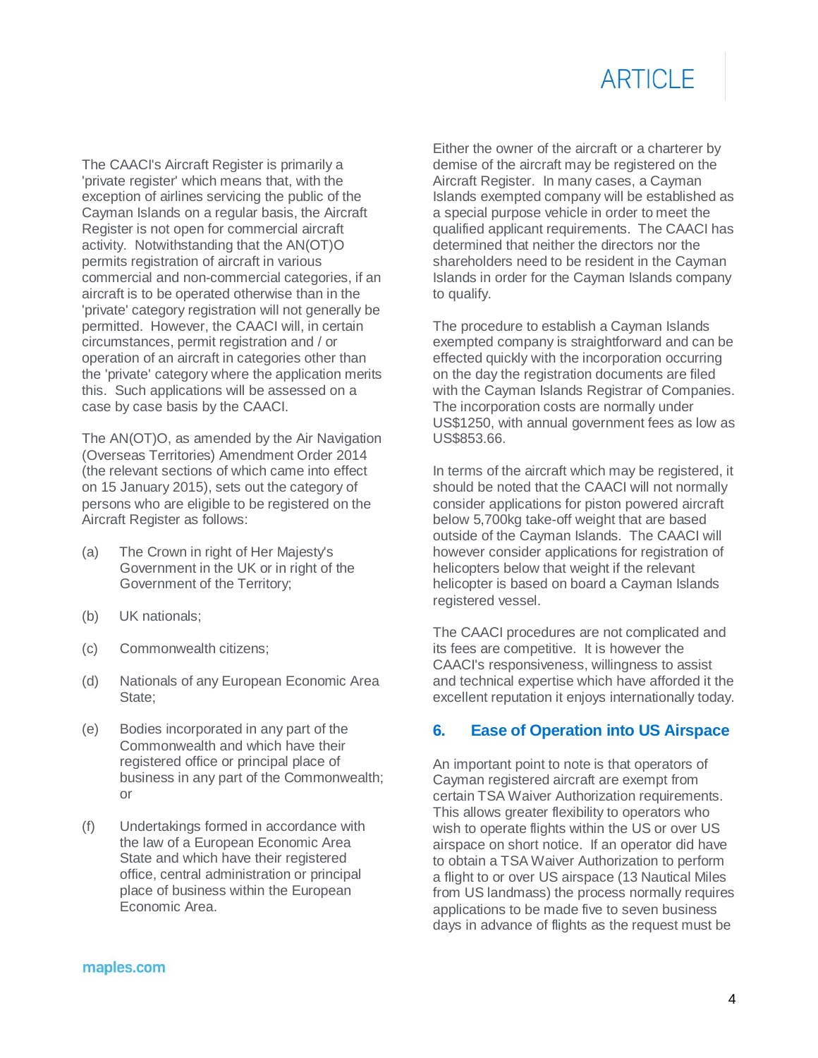The CAACI's Aircraft Register is primarily a 'private register' which means that, with the exception of airlines servicing the public of the Cayman Islands on a regular basis, the Aircraft Register is not open for commercial aircraft activity. Notwithstanding that the AN(OT)O permits registration of aircraft in various commercial and non-commercial categories, if an aircraft is to be operated otherwise than in the 'private' category registration will not generally be permitted. However, the CAACI will, in certain circumstances, permit registration and / or operation of an aircraft in categories other than the 'private' category where the application merits this. Such applications will be assessed on a case by case basis by the CAACI.

The AN(OT)O, as amended by the Air Navigation (Overseas Territories) Amendment Order 2014 (the relevant sections of which came into effect on 15 January 2015), sets out the category of persons who are eligible to be registered on the Aircraft Register as follows:

(a) The Crown in right of Her Majesty's Government in the UK or in right of the Government of the Territory;

(b) UK nationals;

(c) Commonwealth citizens;

(d) Nationals of any European Economic Area State;

(e) Bodies incorporated in any part of the Commonwealth and which have their registered office or principal place of business in any part of the Commonwealth; or

(f) Undertakings formed in accordance with the law of a European Economic Area State and which have their registered office, central administration or principal place of business within the European Economic Area.

Either the owner of the aircraft or a charterer by demise of the aircraft may be registered on the Aircraft Register. In many cases, a Cayman Islands exempted company will be established as a special purpose vehicle in order to meet the qualified applicant requirements. The CAACI has determined that neither the directors nor the shareholders need to be resident in the Cayman Islands in order for the Cayman Islands company to qualify.

The procedure to establish a Cayman Islands exempted company is straightforward and can be effected quickly with the incorporation occurring on the day the registration documents are filed with the Cayman Islands Registrar of Companies. The incorporation costs are normally under US$1250, with annual government fees as low as US$853.66.

In terms of the aircraft which may be registered, it should be noted that the CAACI will not normally consider applications for piston powered aircraft below 5,700kg take-off weight that are based outside of the Cayman Islands. The CAACI will however consider applications for registration of helicopters below that weight if the relevant helicopter is based on board a Cayman Islands registered vessel.

The CAACI procedures are not complicated and its fees are competitive. It is however the CAACI's responsiveness, willingness to assist and technical expertise which have afforded it the excellent reputation it enjoys internationally today.

## 6. Ease of Operation into US Airspace

An important point to note is that operators of Cayman registered aircraft are exempt from certain TSA Waiver Authorization requirements. This allows greater flexibility to operators who wish to operate flights within the US or over US airspace on short notice. If an operator did have to obtain a TSA Waiver Authorization to perform a flight to or over US airspace (13 Nautical Miles from US landmass) the process normally requires applications to be made five to seven business days in advance of flights as the request must be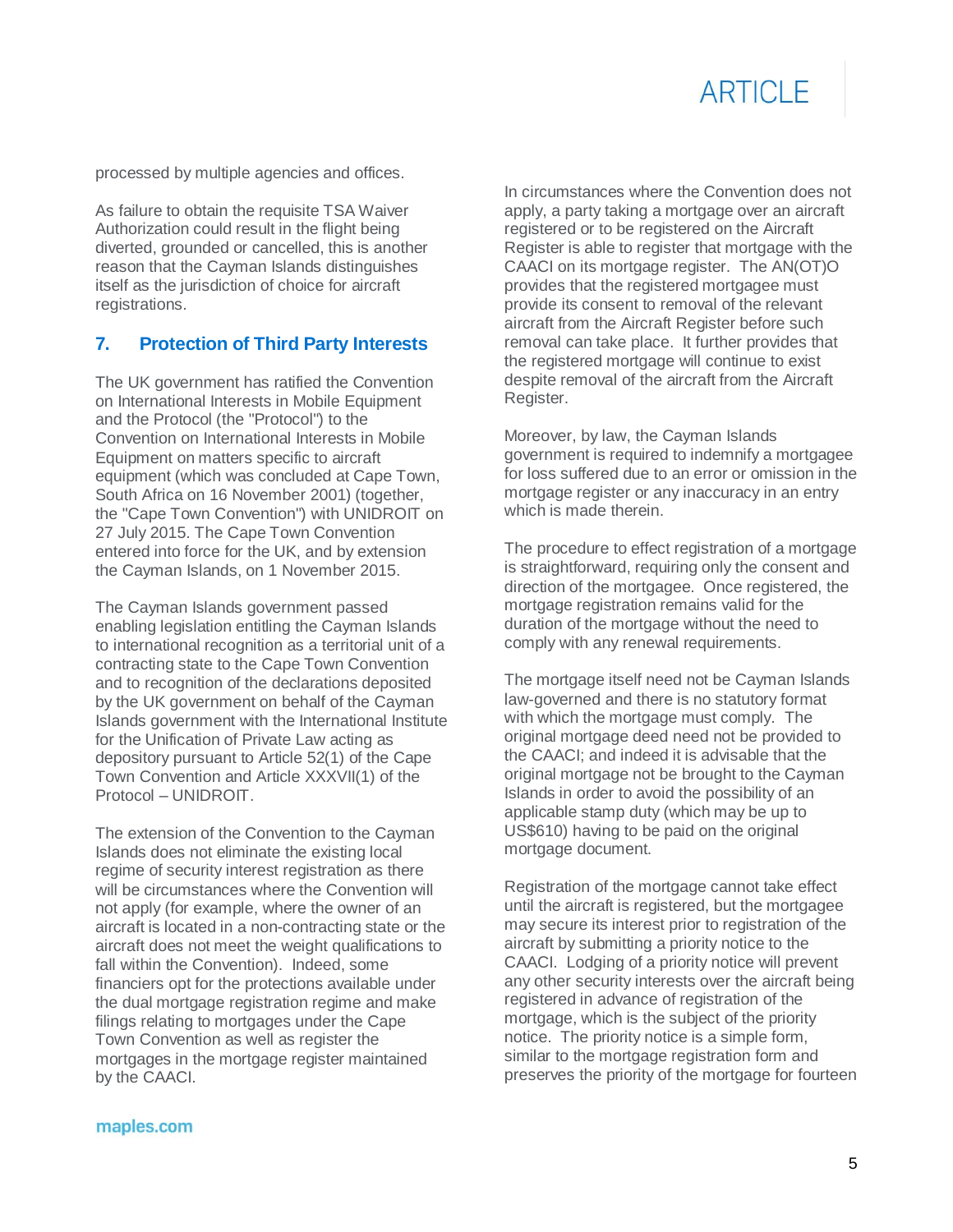processed by multiple agencies and offices.

As failure to obtain the requisite TSA Waiver Authorization could result in the flight being diverted, grounded or cancelled, this is another reason that the Cayman Islands distinguishes itself as the jurisdiction of choice for aircraft registrations.

## 7. Protection of Third Party Interests

The UK government has ratified the Convention on International Interests in Mobile Equipment and the Protocol (the "Protocol") to the Convention on International Interests in Mobile Equipment on matters specific to aircraft equipment (which was concluded at Cape Town, South Africa on 16 November 2001) (together, the "Cape Town Convention") with UNIDROIT on 27 July 2015. The Cape Town Convention entered into force for the UK, and by extension the Cayman Islands, on 1 November 2015.

The Cayman Islands government passed enabling legislation entitling the Cayman Islands to international recognition as a territorial unit of a contracting state to the Cape Town Convention and to recognition of the declarations deposited by the UK government on behalf of the Cayman Islands government with the International Institute for the Unification of Private Law acting as depository pursuant to Article 52(1) of the Cape Town Convention and Article XXXVII(1) of the Protocol – UNIDROIT.

The extension of the Convention to the Cayman Islands does not eliminate the existing local regime of security interest registration as there will be circumstances where the Convention will not apply (for example, where the owner of an aircraft is located in a non-contracting state or the aircraft does not meet the weight qualifications to fall within the Convention). Indeed, some financiers opt for the protections available under the dual mortgage registration regime and make filings relating to mortgages under the Cape Town Convention as well as register the mortgages in the mortgage register maintained by the CAACI.

In circumstances where the Convention does not apply, a party taking a mortgage over an aircraft registered or to be registered on the Aircraft Register is able to register that mortgage with the CAACI on its mortgage register. The AN(OT)O provides that the registered mortgagee must provide its consent to removal of the relevant aircraft from the Aircraft Register before such removal can take place. It further provides that the registered mortgage will continue to exist despite removal of the aircraft from the Aircraft Register.

Moreover, by law, the Cayman Islands government is required to indemnify a mortgagee for loss suffered due to an error or omission in the mortgage register or any inaccuracy in an entry which is made therein.

The procedure to effect registration of a mortgage is straightforward, requiring only the consent and direction of the mortgagee. Once registered, the mortgage registration remains valid for the duration of the mortgage without the need to comply with any renewal requirements.

The mortgage itself need not be Cayman Islands law-governed and there is no statutory format with which the mortgage must comply. The original mortgage deed need not be provided to the CAACI; and indeed it is advisable that the original mortgage not be brought to the Cayman Islands in order to avoid the possibility of an applicable stamp duty (which may be up to US$610) having to be paid on the original mortgage document.

Registration of the mortgage cannot take effect until the aircraft is registered, but the mortgagee may secure its interest prior to registration of the aircraft by submitting a priority notice to the CAACI. Lodging of a priority notice will prevent any other security interests over the aircraft being registered in advance of registration of the mortgage, which is the subject of the priority notice. The priority notice is a simple form, similar to the mortgage registration form and preserves the priority of the mortgage for fourteen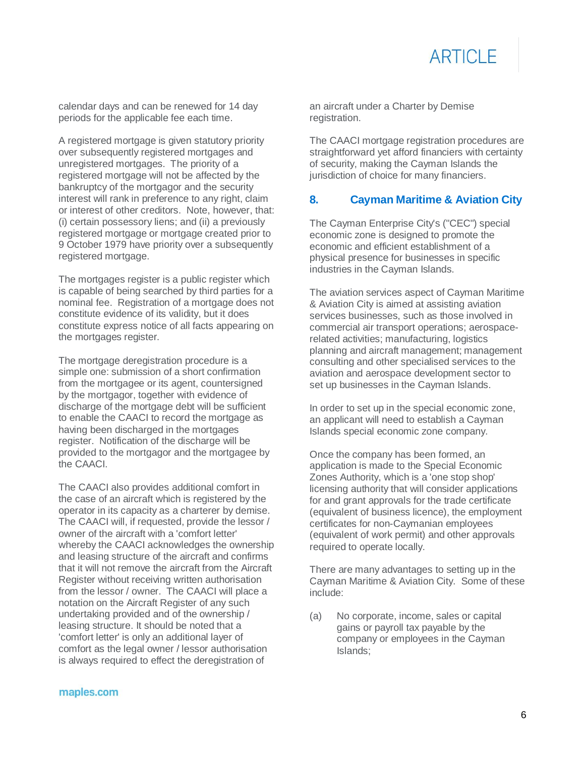calendar days and can be renewed for 14 day periods for the applicable fee each time.

A registered mortgage is given statutory priority over subsequently registered mortgages and unregistered mortgages. The priority of a registered mortgage will not be affected by the bankruptcy of the mortgagor and the security interest will rank in preference to any right, claim or interest of other creditors. Note, however, that: (i) certain possessory liens; and (ii) a previously registered mortgage or mortgage created prior to 9 October 1979 have priority over a subsequently registered mortgage.

The mortgages register is a public register which is capable of being searched by third parties for a nominal fee. Registration of a mortgage does not constitute evidence of its validity, but it does constitute express notice of all facts appearing on the mortgages register.

The mortgage deregistration procedure is a simple one: submission of a short confirmation from the mortgagee or its agent, countersigned by the mortgagor, together with evidence of discharge of the mortgage debt will be sufficient to enable the CAACI to record the mortgage as having been discharged in the mortgages register. Notification of the discharge will be provided to the mortgagor and the mortgagee by the CAACI.

The CAACI also provides additional comfort in the case of an aircraft which is registered by the operator in its capacity as a charterer by demise. The CAACI will, if requested, provide the lessor / owner of the aircraft with a 'comfort letter' whereby the CAACI acknowledges the ownership and leasing structure of the aircraft and confirms that it will not remove the aircraft from the Aircraft Register without receiving written authorisation from the lessor / owner. The CAACI will place a notation on the Aircraft Register of any such undertaking provided and of the ownership / leasing structure. It should be noted that a 'comfort letter' is only an additional layer of comfort as the legal owner / lessor authorisation is always required to effect the deregistration of an aircraft under a Charter by Demise registration.

The CAACI mortgage registration procedures are straightforward yet afford financiers with certainty of security, making the Cayman Islands the jurisdiction of choice for many financiers.

## 8. Cayman Maritime & Aviation City

The Cayman Enterprise City's ("CEC") special economic zone is designed to promote the economic and efficient establishment of a physical presence for businesses in specific industries in the Cayman Islands.

The aviation services aspect of Cayman Maritime & Aviation City is aimed at assisting aviation services businesses, such as those involved in commercial air transport operations; aerospace-related activities; manufacturing, logistics planning and aircraft management; management consulting and other specialised services to the aviation and aerospace development sector to set up businesses in the Cayman Islands.

In order to set up in the special economic zone, an applicant will need to establish a Cayman Islands special economic zone company.

Once the company has been formed, an application is made to the Special Economic Zones Authority, which is a 'one stop shop' licensing authority that will consider applications for and grant approvals for the trade certificate (equivalent of business licence), the employment certificates for non-Caymanian employees (equivalent of work permit) and other approvals required to operate locally.

There are many advantages to setting up in the Cayman Maritime & Aviation City. Some of these include:

(a) No corporate, income, sales or capital gains or payroll tax payable by the company or employees in the Cayman Islands;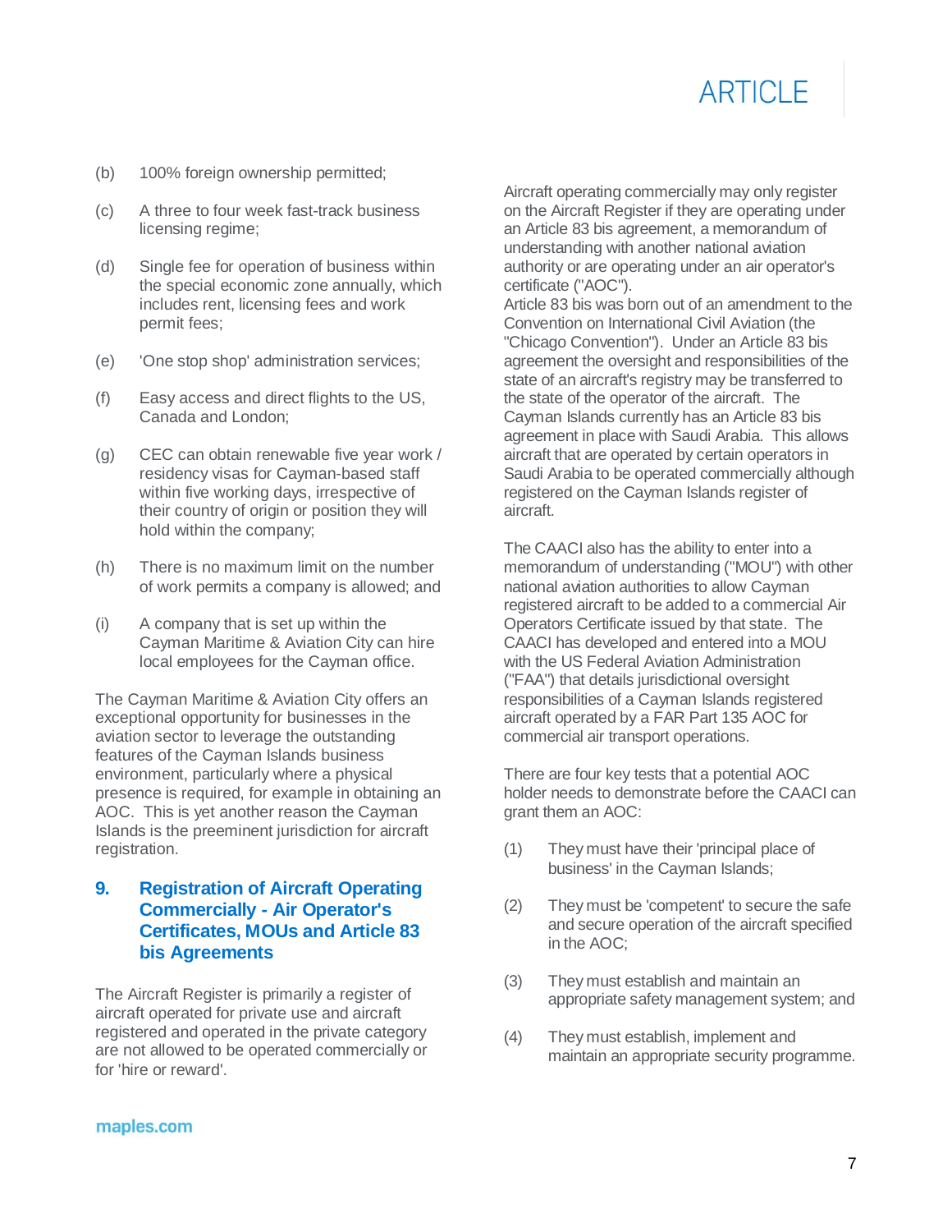(b) 100% foreign ownership permitted;

(c) A three to four week fast-track business licensing regime;

(d) Single fee for operation of business within the special economic zone annually, which includes rent, licensing fees and work permit fees;

(e) 'One stop shop' administration services;

(f) Easy access and direct flights to the US, Canada and London;

(g) CEC can obtain renewable five year work / residency visas for Cayman-based staff within five working days, irrespective of their country of origin or position they will hold within the company;

(h) There is no maximum limit on the number of work permits a company is allowed; and

(i) A company that is set up within the Cayman Maritime & Aviation City can hire local employees for the Cayman office.

The Cayman Maritime & Aviation City offers an exceptional opportunity for businesses in the aviation sector to leverage the outstanding features of the Cayman Islands business environment, particularly where a physical presence is required, for example in obtaining an AOC. This is yet another reason the Cayman Islands is the preeminent jurisdiction for aircraft registration.

## 9. Registration of Aircraft Operating Commercially - Air Operator's Certificates, MOUs and Article 83 bis Agreements

The Aircraft Register is primarily a register of aircraft operated for private use and aircraft registered and operated in the private category are not allowed to be operated commercially or for 'hire or reward'.

Aircraft operating commercially may only register on the Aircraft Register if they are operating under an Article 83 bis agreement, a memorandum of understanding with another national aviation authority or are operating under an air operator's certificate ("AOC").

Article 83 bis was born out of an amendment to the Convention on International Civil Aviation (the "Chicago Convention"). Under an Article 83 bis agreement the oversight and responsibilities of the state of an aircraft's registry may be transferred to the state of the operator of the aircraft. The Cayman Islands currently has an Article 83 bis agreement in place with Saudi Arabia. This allows aircraft that are operated by certain operators in Saudi Arabia to be operated commercially although registered on the Cayman Islands register of aircraft.

The CAACI also has the ability to enter into a memorandum of understanding ("MOU") with other national aviation authorities to allow Cayman registered aircraft to be added to a commercial Air Operators Certificate issued by that state. The CAACI has developed and entered into a MOU with the US Federal Aviation Administration ("FAA") that details jurisdictional oversight responsibilities of a Cayman Islands registered aircraft operated by a FAR Part 135 AOC for commercial air transport operations.

There are four key tests that a potential AOC holder needs to demonstrate before the CAACI can grant them an AOC:

(1) They must have their 'principal place of business' in the Cayman Islands;

(2) They must be 'competent' to secure the safe and secure operation of the aircraft specified in the AOC;

(3) They must establish and maintain an appropriate safety management system; and

(4) They must establish, implement and maintain an appropriate security programme.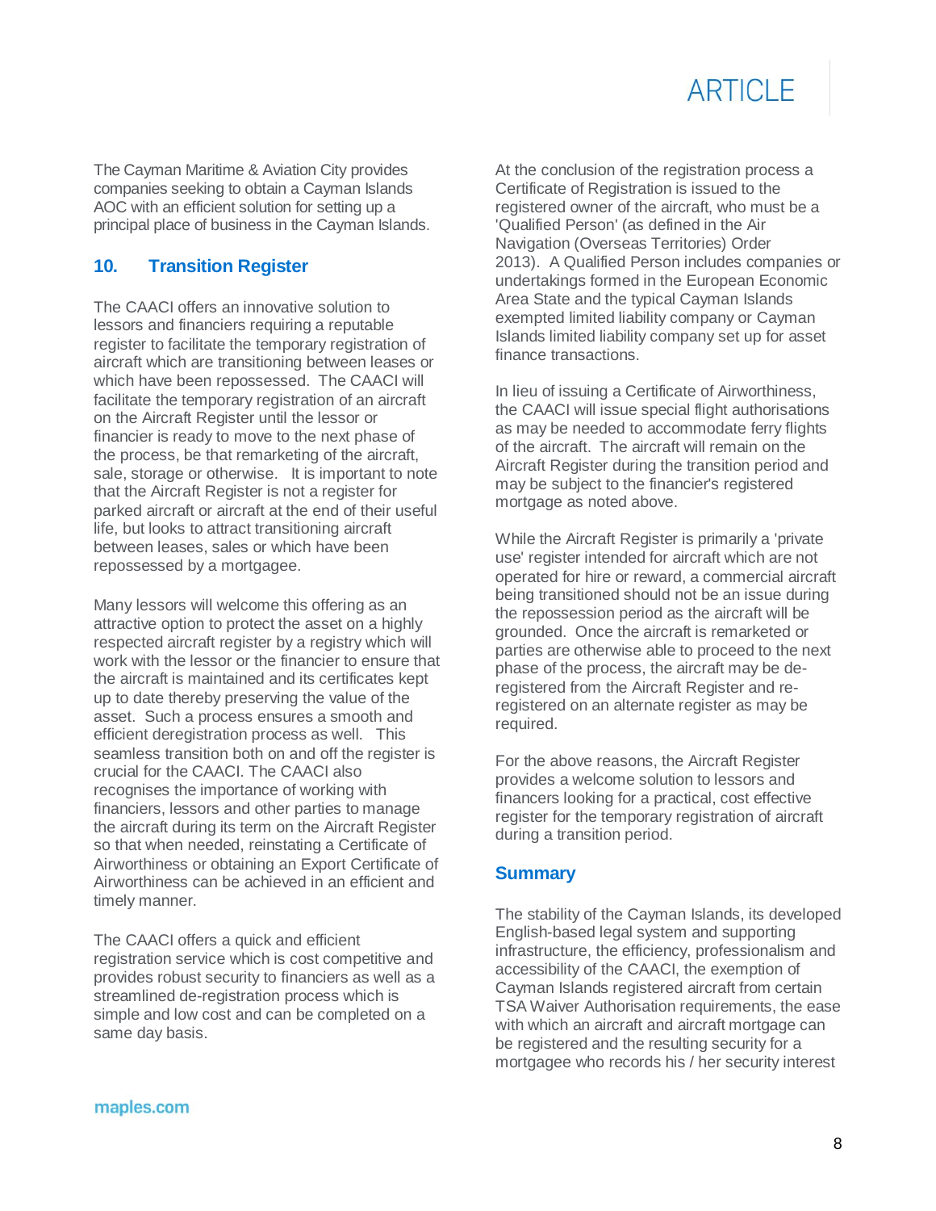The Cayman Maritime & Aviation City provides companies seeking to obtain a Cayman Islands AOC with an efficient solution for setting up a principal place of business in the Cayman Islands.

## 10. Transition Register

The CAACI offers an innovative solution to lessors and financiers requiring a reputable register to facilitate the temporary registration of aircraft which are transitioning between leases or which have been repossessed. The CAACI will facilitate the temporary registration of an aircraft on the Aircraft Register until the lessor or financier is ready to move to the next phase of the process, be that remarketing of the aircraft, sale, storage or otherwise. It is important to note that the Aircraft Register is not a register for parked aircraft or aircraft at the end of their useful life, but looks to attract transitioning aircraft between leases, sales or which have been repossessed by a mortgagee.

Many lessors will welcome this offering as an attractive option to protect the asset on a highly respected aircraft register by a registry which will work with the lessor or the financier to ensure that the aircraft is maintained and its certificates kept up to date thereby preserving the value of the asset. Such a process ensures a smooth and efficient deregistration process as well. This seamless transition both on and off the register is crucial for the CAACI. The CAACI also recognises the importance of working with financiers, lessors and other parties to manage the aircraft during its term on the Aircraft Register so that when needed, reinstating a Certificate of Airworthiness or obtaining an Export Certificate of Airworthiness can be achieved in an efficient and timely manner.

The CAACI offers a quick and efficient registration service which is cost competitive and provides robust security to financiers as well as a streamlined de-registration process which is simple and low cost and can be completed on a same day basis.

At the conclusion of the registration process a Certificate of Registration is issued to the registered owner of the aircraft, who must be a 'Qualified Person' (as defined in the Air Navigation (Overseas Territories) Order 2013). A Qualified Person includes companies or undertakings formed in the European Economic Area State and the typical Cayman Islands exempted limited liability company or Cayman Islands limited liability company set up for asset finance transactions.

In lieu of issuing a Certificate of Airworthiness, the CAACI will issue special flight authorisations as may be needed to accommodate ferry flights of the aircraft. The aircraft will remain on the Aircraft Register during the transition period and may be subject to the financier's registered mortgage as noted above.

While the Aircraft Register is primarily a 'private use' register intended for aircraft which are not operated for hire or reward, a commercial aircraft being transitioned should not be an issue during the repossession period as the aircraft will be grounded. Once the aircraft is remarketed or parties are otherwise able to proceed to the next phase of the process, the aircraft may be de-registered from the Aircraft Register and re-registered on an alternate register as may be required.

For the above reasons, the Aircraft Register provides a welcome solution to lessors and financers looking for a practical, cost effective register for the temporary registration of aircraft during a transition period.

## Summary

The stability of the Cayman Islands, its developed English-based legal system and supporting infrastructure, the efficiency, professionalism and accessibility of the CAACI, the exemption of Cayman Islands registered aircraft from certain TSA Waiver Authorisation requirements, the ease with which an aircraft and aircraft mortgage can be registered and the resulting security for a mortgagee who records his / her security interest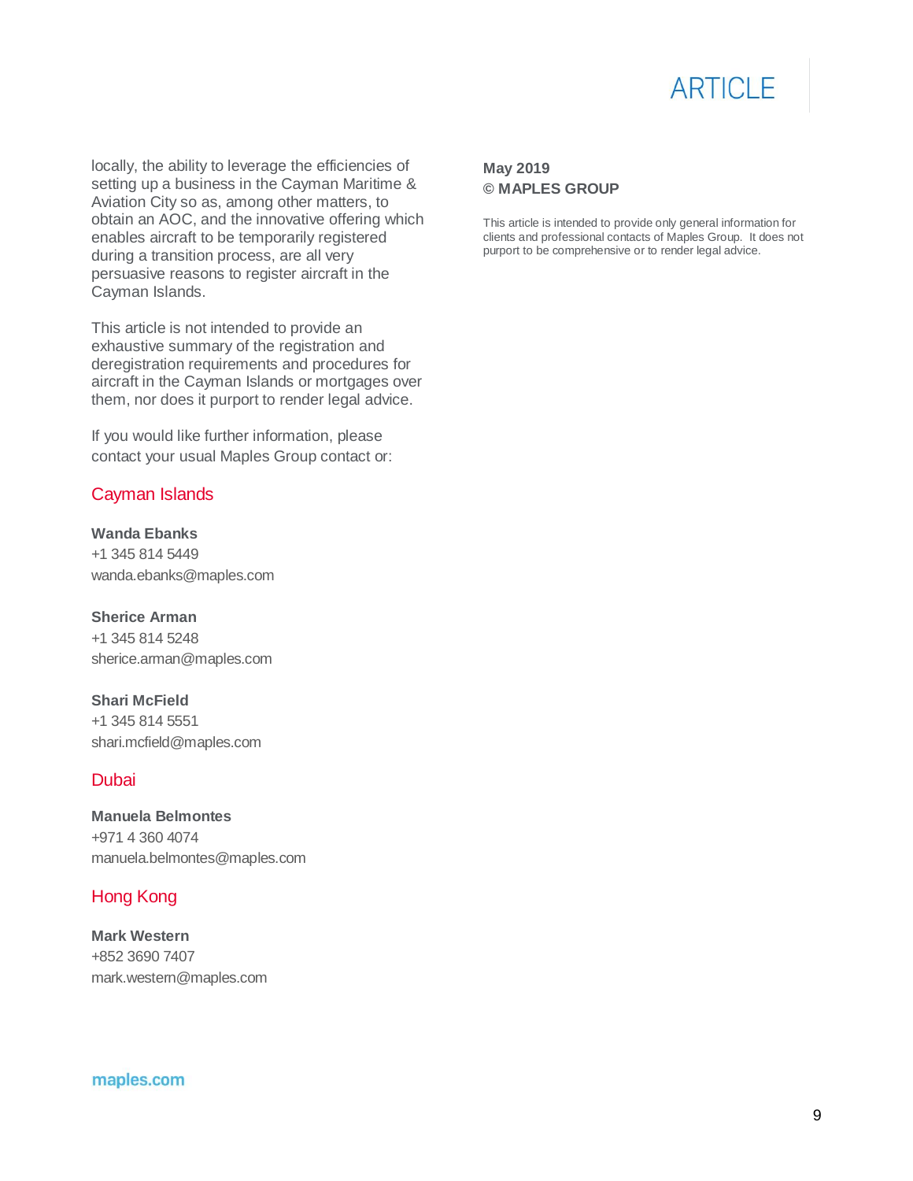locally, the ability to leverage the efficiencies of setting up a business in the Cayman Maritime & Aviation City so as, among other matters, to obtain an AOC, and the innovative offering which enables aircraft to be temporarily registered during a transition process, are all very persuasive reasons to register aircraft in the Cayman Islands.

This article is not intended to provide an exhaustive summary of the registration and deregistration requirements and procedures for aircraft in the Cayman Islands or mortgages over them, nor does it purport to render legal advice.

If you would like further information, please contact your usual Maples Group contact or:

## Cayman Islands

**Wanda Ebanks**
+1 345 814 5449
wanda.ebanks@maples.com

**Sherice Arman**
+1 345 814 5248
sherice.arman@maples.com

**Shari McField**
+1 345 814 5551
shari.mcfield@maples.com

## Dubai

**Manuela Belmontes**
+971 4 360 4074
manuela.belmontes@maples.com

## Hong Kong

**Mark Western**
+852 3690 7407
mark.western@maples.com

**May 2019**
**© MAPLES GROUP**

This article is intended to provide only general information for clients and professional contacts of Maples Group. It does not purport to be comprehensive or to render legal advice.

maples.com